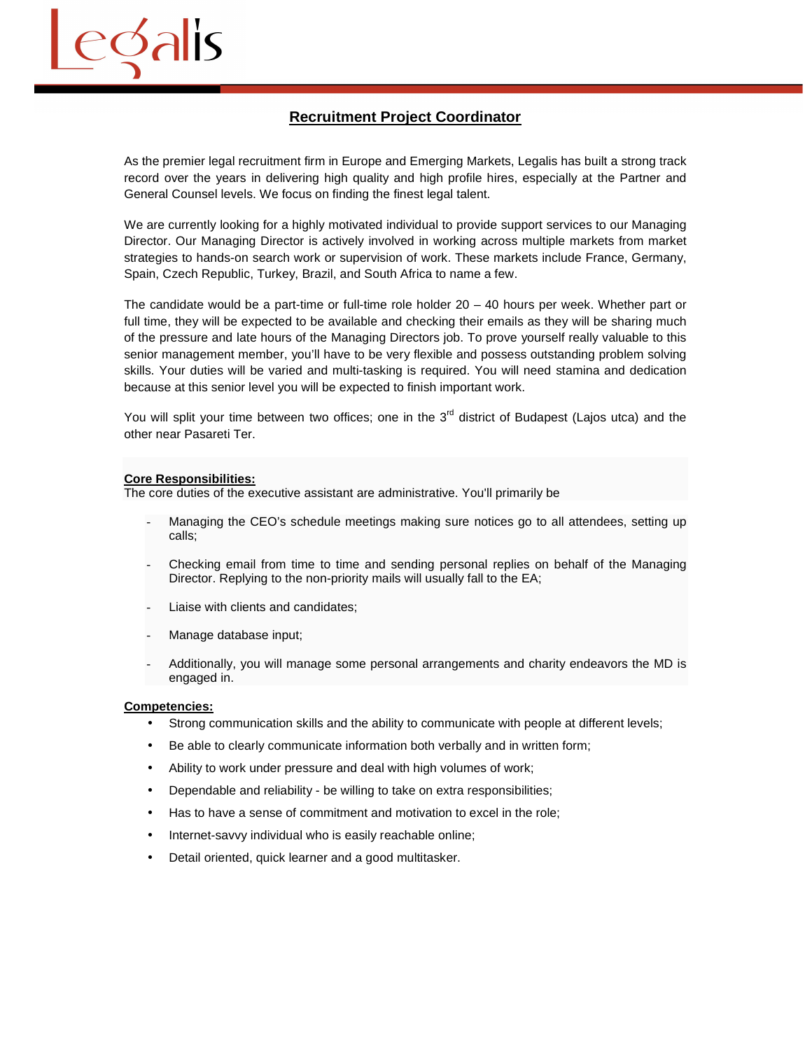Legalis

# Recruitment Project Coordinator

As the premier legal recruitment firm in Europe and Emerging Markets, Legalis has built a strong track record over the years in delivering high quality and high profile hires, especially at the Partner and General Counsel levels. We focus on finding the finest legal talent.

We are currently looking for a highly motivated individual to provide support services to our Managing Director. Our Managing Director is actively involved in working across multiple markets from market strategies to hands-on search work or supervision of work. These markets include France, Germany, Spain, Czech Republic, Turkey, Brazil, and South Africa to name a few.

The candidate would be a part-time or full-time role holder 20 – 40 hours per week. Whether part or full time, they will be expected to be available and checking their emails as they will be sharing much of the pressure and late hours of the Managing Directors job. To prove yourself really valuable to this senior management member, you'll have to be very flexible and possess outstanding problem solving skills. Your duties will be varied and multi-tasking is required. You will need stamina and dedication because at this senior level you will be expected to finish important work.

You will split your time between two offices; one in the 3rd district of Budapest (Lajos utca) and the other near Pasareti Ter.

**Core Responsibilities:**

The core duties of the executive assistant are administrative. You'll primarily be

- Managing the CEO's schedule meetings making sure notices go to all attendees, setting up calls;
- Checking email from time to time and sending personal replies on behalf of the Managing Director. Replying to the non-priority mails will usually fall to the EA;
- Liaise with clients and candidates;
- Manage database input;
- Additionally, you will manage some personal arrangements and charity endeavors the MD is engaged in.

**Competencies:**

- Strong communication skills and the ability to communicate with people at different levels;
- Be able to clearly communicate information both verbally and in written form;
- Ability to work under pressure and deal with high volumes of work;
- Dependable and reliability - be willing to take on extra responsibilities;
- Has to have a sense of commitment and motivation to excel in the role;
- Internet-savvy individual who is easily reachable online;
- Detail oriented, quick learner and a good multitasker.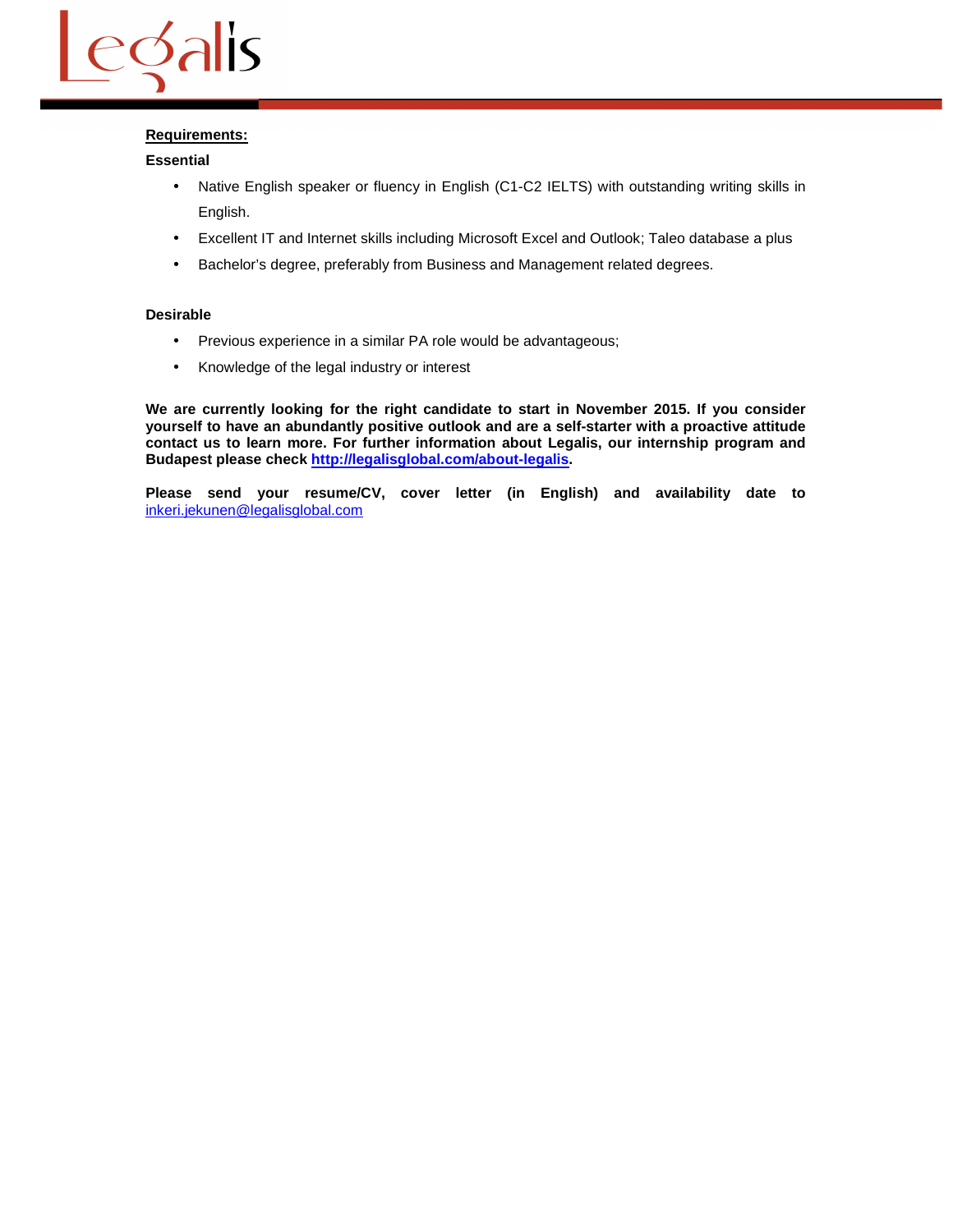**Requirements:**

**Essential**

- Native English speaker or fluency in English (C1-C2 IELTS) with outstanding writing skills in English.
- Excellent IT and Internet skills including Microsoft Excel and Outlook; Taleo database a plus
- Bachelor's degree, preferably from Business and Management related degrees.

**Desirable**

- Previous experience in a similar PA role would be advantageous;
- Knowledge of the legal industry or interest

**We are currently looking for the right candidate to start in November 2015. If you consider yourself to have an abundantly positive outlook and are a self-starter with a proactive attitude contact us to learn more. For further information about Legalis, our internship program and Budapest please check [http://legalisglobal.com/about-legalis](http://legalisglobal.com/about-legalis).**

**Please send your resume/CV, cover letter (in English) and availability date to** [inkeri.jekunen@legalisglobal.com](mailto:inkeri.jekunen@legalisglobal.com)